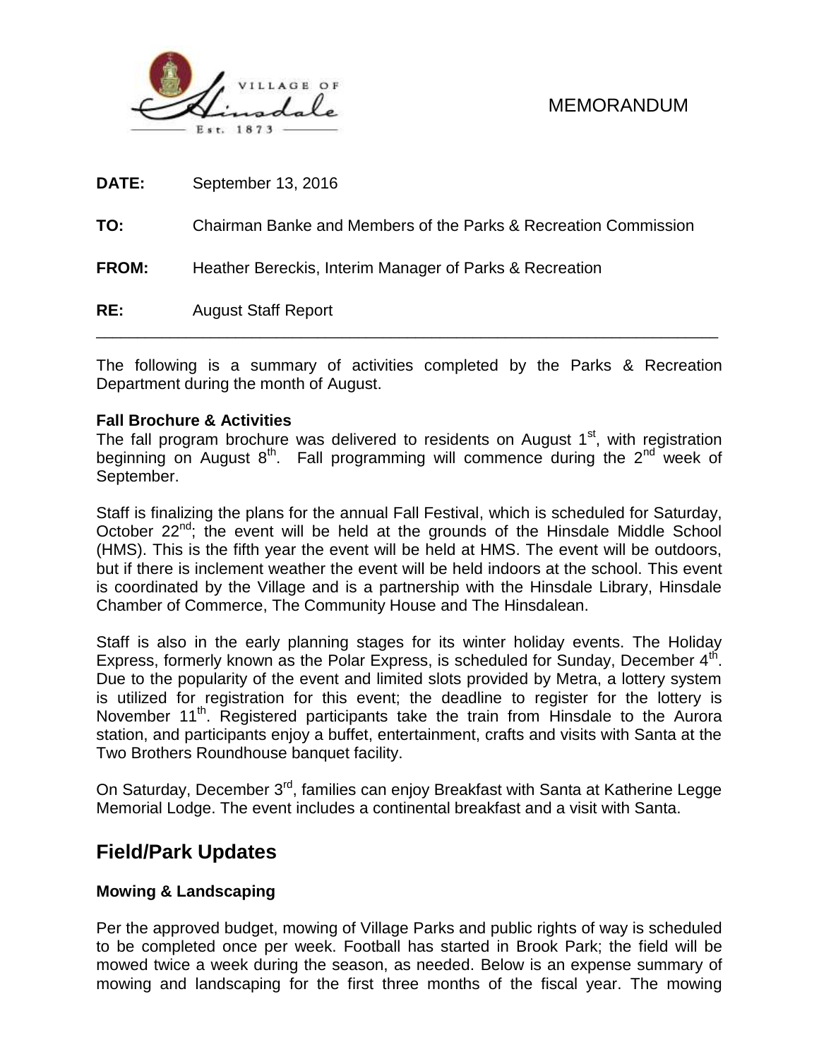MEMORANDUM

**DATE:** September 13, 2016

**TO:** Chairman Banke and Members of the Parks & Recreation Commission

**FROM:** Heather Bereckis, Interim Manager of Parks & Recreation

**RE:** August Staff Report

---

The following is a summary of activities completed by the Parks & Recreation Department during the month of August.

**Fall Brochure & Activities**

The fall program brochure was delivered to residents on August 1st, with registration beginning on August 8th. Fall programming will commence during the 2nd week of September.

Staff is finalizing the plans for the annual Fall Festival, which is scheduled for Saturday, October 22nd; the event will be held at the grounds of the Hinsdale Middle School (HMS). This is the fifth year the event will be held at HMS. The event will be outdoors, but if there is inclement weather the event will be held indoors at the school. This event is coordinated by the Village and is a partnership with the Hinsdale Library, Hinsdale Chamber of Commerce, The Community House and The Hinsdalean.

Staff is also in the early planning stages for its winter holiday events. The Holiday Express, formerly known as the Polar Express, is scheduled for Sunday, December 4th. Due to the popularity of the event and limited slots provided by Metra, a lottery system is utilized for registration for this event; the deadline to register for the lottery is November 11th. Registered participants take the train from Hinsdale to the Aurora station, and participants enjoy a buffet, entertainment, crafts and visits with Santa at the Two Brothers Roundhouse banquet facility.

On Saturday, December 3rd, families can enjoy Breakfast with Santa at Katherine Legge Memorial Lodge. The event includes a continental breakfast and a visit with Santa.

## Field/Park Updates

**Mowing & Landscaping**

Per the approved budget, mowing of Village Parks and public rights of way is scheduled to be completed once per week. Football has started in Brook Park; the field will be mowed twice a week during the season, as needed. Below is an expense summary of mowing and landscaping for the first three months of the fiscal year. The mowing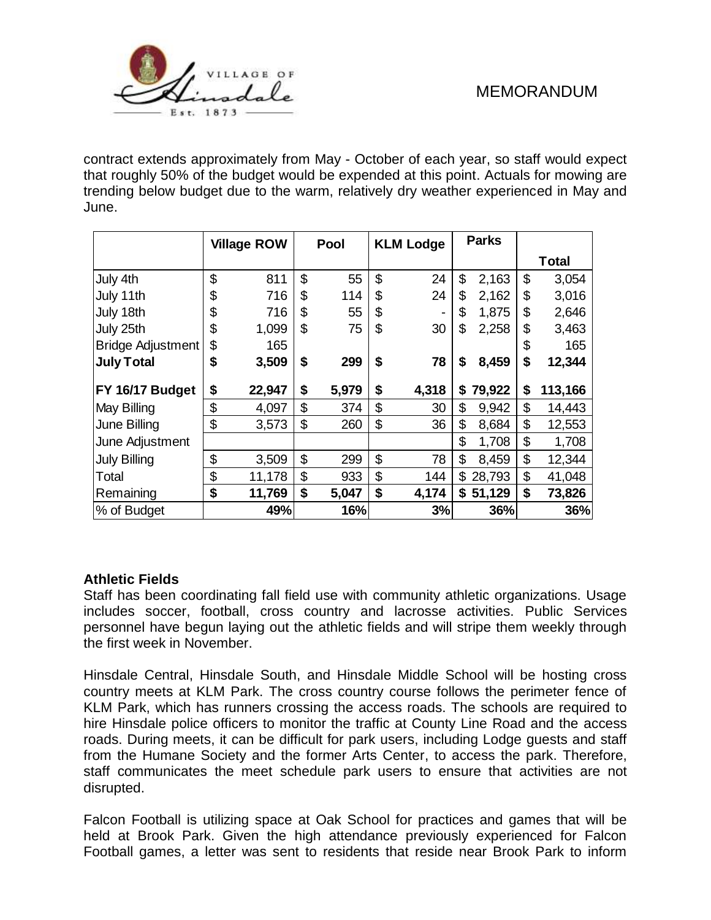contract extends approximately from May - October of each year, so staff would expect that roughly 50% of the budget would be expended at this point. Actuals for mowing are trending below budget due to the warm, relatively dry weather experienced in May and June.

| | Village ROW | Pool | KLM Lodge | Parks | Total |
|---|---|---|---|---|---|
| July 4th | $ 811 | $ 55 | $ 24 | $ 2,163 | $ 3,054 |
| July 11th | $ 716 | $ 114 | $ 24 | $ 2,162 | $ 3,016 |
| July 18th | $ 716 | $ 55 | $ - | $ 1,875 | $ 2,646 |
| July 25th | $ 1,099 | $ 75 | $ 30 | $ 2,258 | $ 3,463 |
| Bridge Adjustment | $ 165 | | | | $ 165 |
| **July Total** | **$ 3,509** | **$ 299** | **$ 78** | **$ 8,459** | **$ 12,344** |
| **FY 16/17 Budget** | **$ 22,947** | **$ 5,979** | **$ 4,318** | **$ 79,922** | **$ 113,166** |
| May Billing | $ 4,097 | $ 374 | $ 30 | $ 9,942 | $ 14,443 |
| June Billing | $ 3,573 | $ 260 | $ 36 | $ 8,684 | $ 12,553 |
| June Adjustment | | | | $ 1,708 | $ 1,708 |
| July Billing | $ 3,509 | $ 299 | $ 78 | $ 8,459 | $ 12,344 |
| Total | $ 11,178 | $ 933 | $ 144 | $ 28,793 | $ 41,048 |
| Remaining | **$ 11,769** | **$ 5,047** | **$ 4,174** | **$ 51,129** | **$ 73,826** |
| % of Budget | **49%** | **16%** | **3%** | **36%** | **36%** |

**Athletic Fields**

Staff has been coordinating fall field use with community athletic organizations. Usage includes soccer, football, cross country and lacrosse activities. Public Services personnel have begun laying out the athletic fields and will stripe them weekly through the first week in November.

Hinsdale Central, Hinsdale South, and Hinsdale Middle School will be hosting cross country meets at KLM Park. The cross country course follows the perimeter fence of KLM Park, which has runners crossing the access roads. The schools are required to hire Hinsdale police officers to monitor the traffic at County Line Road and the access roads. During meets, it can be difficult for park users, including Lodge guests and staff from the Humane Society and the former Arts Center, to access the park. Therefore, staff communicates the meet schedule park users to ensure that activities are not disrupted.

Falcon Football is utilizing space at Oak School for practices and games that will be held at Brook Park. Given the high attendance previously experienced for Falcon Football games, a letter was sent to residents that reside near Brook Park to inform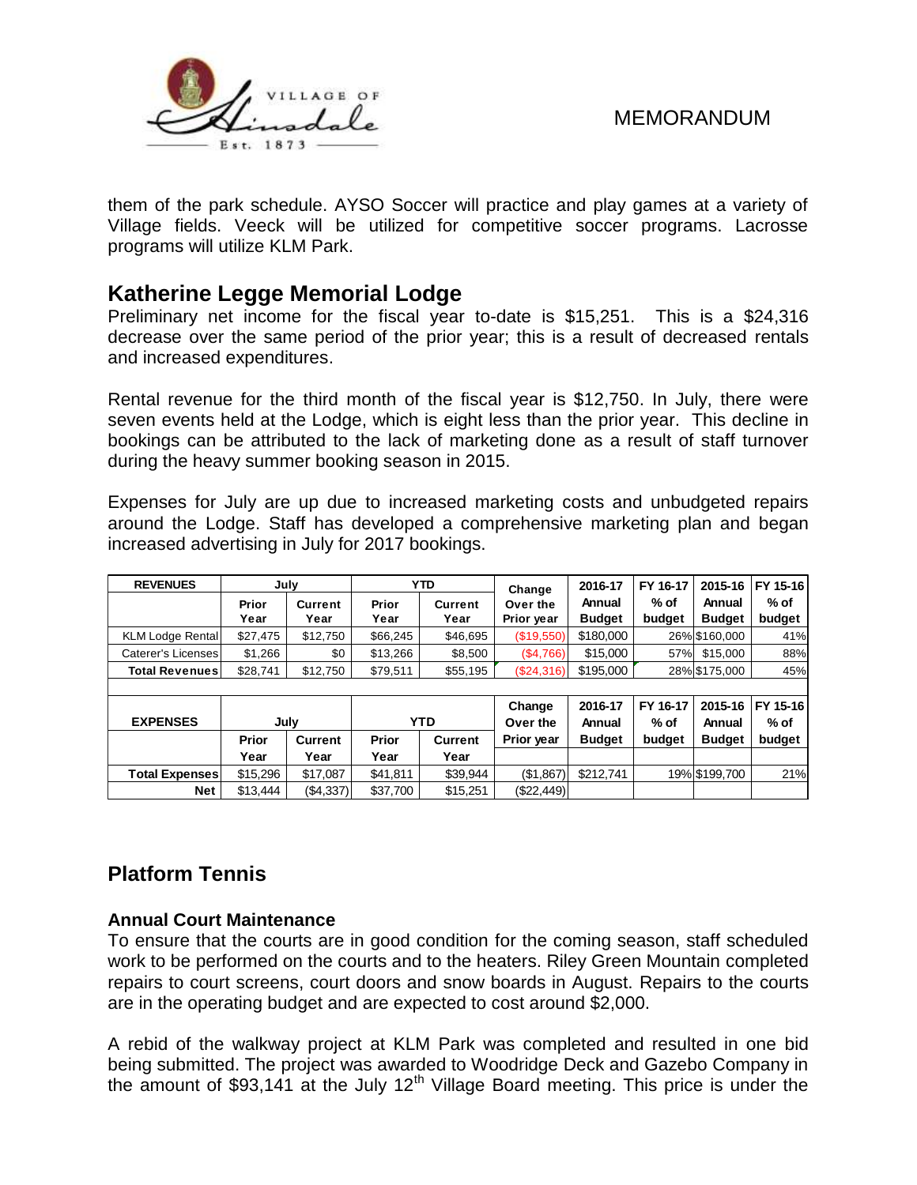them of the park schedule. AYSO Soccer will practice and play games at a variety of Village fields. Veeck will be utilized for competitive soccer programs. Lacrosse programs will utilize KLM Park.

## Katherine Legge Memorial Lodge

Preliminary net income for the fiscal year to-date is $15,251. This is a $24,316 decrease over the same period of the prior year; this is a result of decreased rentals and increased expenditures.

Rental revenue for the third month of the fiscal year is $12,750. In July, there were seven events held at the Lodge, which is eight less than the prior year. This decline in bookings can be attributed to the lack of marketing done as a result of staff turnover during the heavy summer booking season in 2015.

Expenses for July are up due to increased marketing costs and unbudgeted repairs around the Lodge. Staff has developed a comprehensive marketing plan and began increased advertising in July for 2017 bookings.

| REVENUES | July | | YTD | | Change Over the Prior year | 2016-17 Annual Budget | FY 16-17 % of budget | 2015-16 Annual Budget | FY 15-16 % of budget |
|---|---|---|---|---|---|---|---|---|---|
| | Prior Year | Current Year | Prior Year | Current Year | | | | | |
| KLM Lodge Rental | $27,475 | $12,750 | $66,245 | $46,695 | ($19,550) | $180,000 | 26% | $160,000 | 41% |
| Caterer's Licenses | $1,266 | $0 | $13,266 | $8,500 | ($4,766) | $15,000 | 57% | $15,000 | 88% |
| **Total Revenues** | $28,741 | $12,750 | $79,511 | $55,195 | ($24,316) | $195,000 | 28% | $175,000 | 45% |

| EXPENSES | July | | YTD | | Change Over the Prior year | 2016-17 Annual Budget | FY 16-17 % of budget | 2015-16 Annual Budget | FY 15-16 % of budget |
|---|---|---|---|---|---|---|---|---|---|
| | Prior Year | Current Year | Prior Year | Current Year | | | | | |
| **Total Expenses** | $15,296 | $17,087 | $41,811 | $39,944 | ($1,867) | $212,741 | 19% | $199,700 | 21% |
| **Net** | $13,444 | ($4,337) | $37,700 | $15,251 | ($22,449) | | | | |

## Platform Tennis

### Annual Court Maintenance

To ensure that the courts are in good condition for the coming season, staff scheduled work to be performed on the courts and to the heaters. Riley Green Mountain completed repairs to court screens, court doors and snow boards in August. Repairs to the courts are in the operating budget and are expected to cost around $2,000.

A rebid of the walkway project at KLM Park was completed and resulted in one bid being submitted. The project was awarded to Woodridge Deck and Gazebo Company in the amount of $93,141 at the July 12th Village Board meeting. This price is under the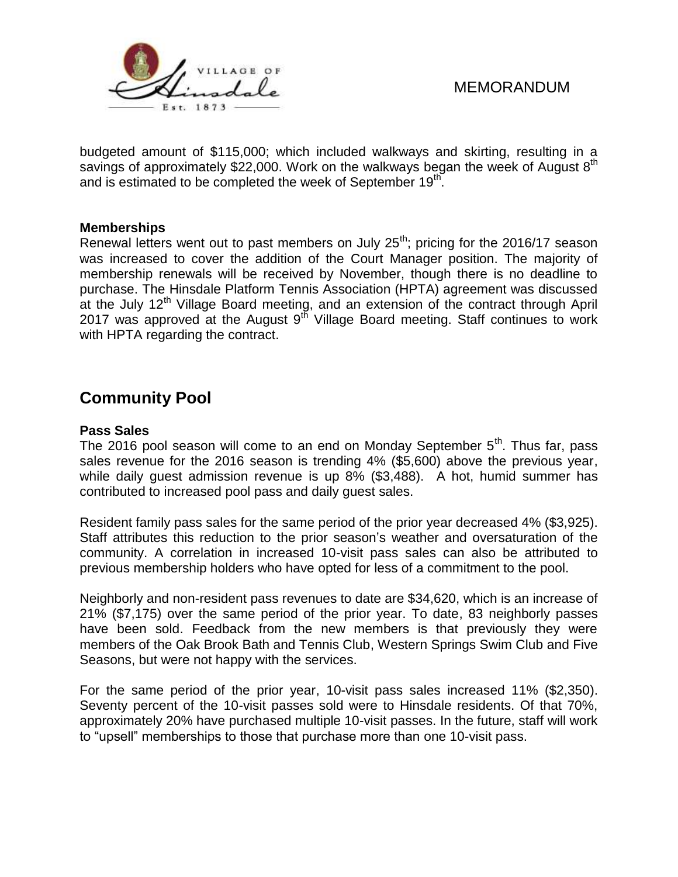budgeted amount of \$115,000; which included walkways and skirting, resulting in a savings of approximately \$22,000. Work on the walkways began the week of August 8th and is estimated to be completed the week of September 19th.

**Memberships**

Renewal letters went out to past members on July 25th; pricing for the 2016/17 season was increased to cover the addition of the Court Manager position. The majority of membership renewals will be received by November, though there is no deadline to purchase. The Hinsdale Platform Tennis Association (HPTA) agreement was discussed at the July 12th Village Board meeting, and an extension of the contract through April 2017 was approved at the August 9th Village Board meeting. Staff continues to work with HPTA regarding the contract.

## Community Pool

**Pass Sales**

The 2016 pool season will come to an end on Monday September 5th. Thus far, pass sales revenue for the 2016 season is trending 4% (\$5,600) above the previous year, while daily guest admission revenue is up 8% (\$3,488). A hot, humid summer has contributed to increased pool pass and daily guest sales.

Resident family pass sales for the same period of the prior year decreased 4% (\$3,925). Staff attributes this reduction to the prior season's weather and oversaturation of the community. A correlation in increased 10-visit pass sales can also be attributed to previous membership holders who have opted for less of a commitment to the pool.

Neighborly and non-resident pass revenues to date are \$34,620, which is an increase of 21% (\$7,175) over the same period of the prior year. To date, 83 neighborly passes have been sold. Feedback from the new members is that previously they were members of the Oak Brook Bath and Tennis Club, Western Springs Swim Club and Five Seasons, but were not happy with the services.

For the same period of the prior year, 10-visit pass sales increased 11% (\$2,350). Seventy percent of the 10-visit passes sold were to Hinsdale residents. Of that 70%, approximately 20% have purchased multiple 10-visit passes. In the future, staff will work to "upsell" memberships to those that purchase more than one 10-visit pass.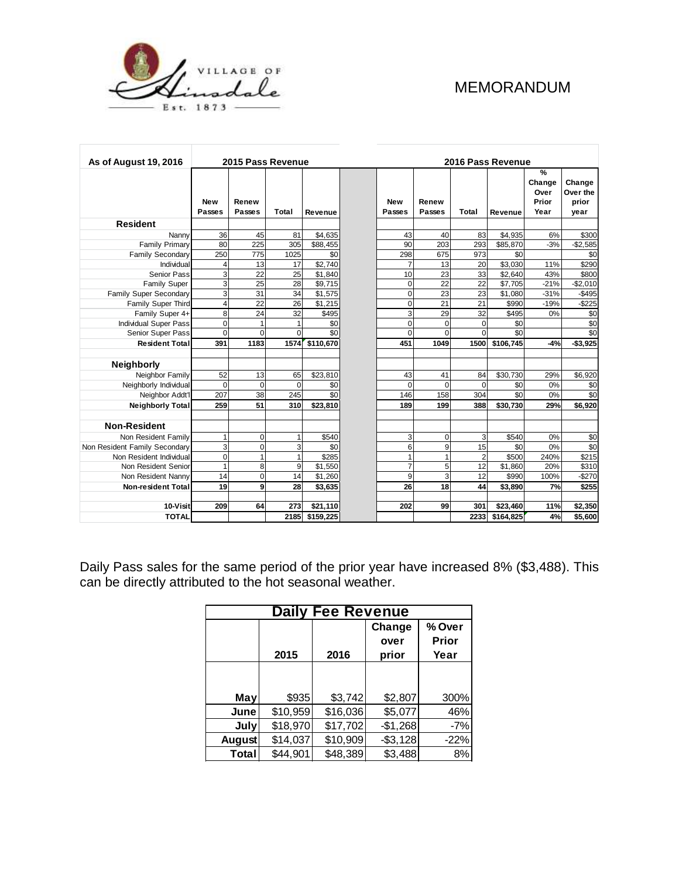VILLAGE OF Hinsdale Est. 1873

# MEMORANDUM

| As of August 19, 2016 | 2015 Pass Revenue | | | | | 2016 Pass Revenue | | | | | |
|---|---|---|---|---|---|---|---|---|---|---|---|
| | New Passes | Renew Passes | Total | Revenue | | New Passes | Renew Passes | Total | Revenue | % Change Over Prior Year | Change Over the prior year |
| **Resident** | | | | | | | | | | | |
| Nanny | 36 | 45 | 81 | $4,635 | | 43 | 40 | 83 | $4,935 | 6% | $300 |
| Family Primary | 80 | 225 | 305 | $88,455 | | 90 | 203 | 293 | $85,870 | -3% | -$2,585 |
| Family Secondary | 250 | 775 | 1025 | $0 | | 298 | 675 | 973 | $0 | | $0 |
| Individual | 4 | 13 | 17 | $2,740 | | 7 | 13 | 20 | $3,030 | 11% | $290 |
| Senior Pass | 3 | 22 | 25 | $1,840 | | 10 | 23 | 33 | $2,640 | 43% | $800 |
| Family Super | 3 | 25 | 28 | $9,715 | | 0 | 22 | 22 | $7,705 | -21% | -$2,010 |
| Family Super Secondary | 3 | 31 | 34 | $1,575 | | 0 | 23 | 23 | $1,080 | -31% | -$495 |
| Family Super Third | 4 | 22 | 26 | $1,215 | | 0 | 21 | 21 | $990 | -19% | -$225 |
| Family Super 4+ | 8 | 24 | 32 | $495 | | 3 | 29 | 32 | $495 | 0% | $0 |
| Individual Super Pass | 0 | 1 | 1 | $0 | | 0 | 0 | 0 | $0 | | $0 |
| Senior Super Pass | 0 | 0 | 0 | $0 | | 0 | 0 | 0 | $0 | | $0 |
| **Resident Total** | **391** | **1183** | **1574** | **$110,670** | | **451** | **1049** | **1500** | **$106,745** | **-4%** | **-$3,925** |
| **Neighborly** | | | | | | | | | | | |
| Neighbor Family | 52 | 13 | 65 | $23,810 | | 43 | 41 | 84 | $30,730 | 29% | $6,920 |
| Neighborly Individual | 0 | 0 | 0 | $0 | | 0 | 0 | 0 | $0 | 0% | $0 |
| Neighbor Addt'l | 207 | 38 | 245 | $0 | | 146 | 158 | 304 | $0 | 0% | $0 |
| **Neighborly Total** | **259** | **51** | **310** | **$23,810** | | **189** | **199** | **388** | **$30,730** | **29%** | **$6,920** |
| **Non-Resident** | | | | | | | | | | | |
| Non Resident Family | 1 | 0 | 1 | $540 | | 3 | 0 | 3 | $540 | 0% | $0 |
| Non Resident Family Secondary | 3 | 0 | 3 | $0 | | 6 | 9 | 15 | $0 | 0% | $0 |
| Non Resident Individual | 0 | 1 | 1 | $285 | | 1 | 1 | 2 | $500 | 240% | $215 |
| Non Resident Senior | 1 | 8 | 9 | $1,550 | | 7 | 5 | 12 | $1,860 | 20% | $310 |
| Non Resident Nanny | 14 | 0 | 14 | $1,260 | | 9 | 3 | 12 | $990 | 100% | -$270 |
| **Non-resident Total** | **19** | **9** | **28** | **$3,635** | | **26** | **18** | **44** | **$3,890** | **7%** | **$255** |
| **10-Visit** | **209** | **64** | **273** | **$21,110** | | **202** | **99** | **301** | **$23,460** | **11%** | **$2,350** |
| **TOTAL** | | | **2185** | **$159,225** | | | | **2233** | **$164,825** | **4%** | **$5,600** |

Daily Pass sales for the same period of the prior year have increased 8% ($3,488). This can be directly attributed to the hot seasonal weather.

| Daily Fee Revenue | | | | |
|---|---|---|---|---|
| | 2015 | 2016 | Change over prior | % Over Prior Year |
| **May** | $935 | $3,742 | $2,807 | 300% |
| **June** | $10,959 | $16,036 | $5,077 | 46% |
| **July** | $18,970 | $17,702 | -$1,268 | -7% |
| **August** | $14,037 | $10,909 | -$3,128 | -22% |
| **Total** | $44,901 | $48,389 | $3,488 | 8% |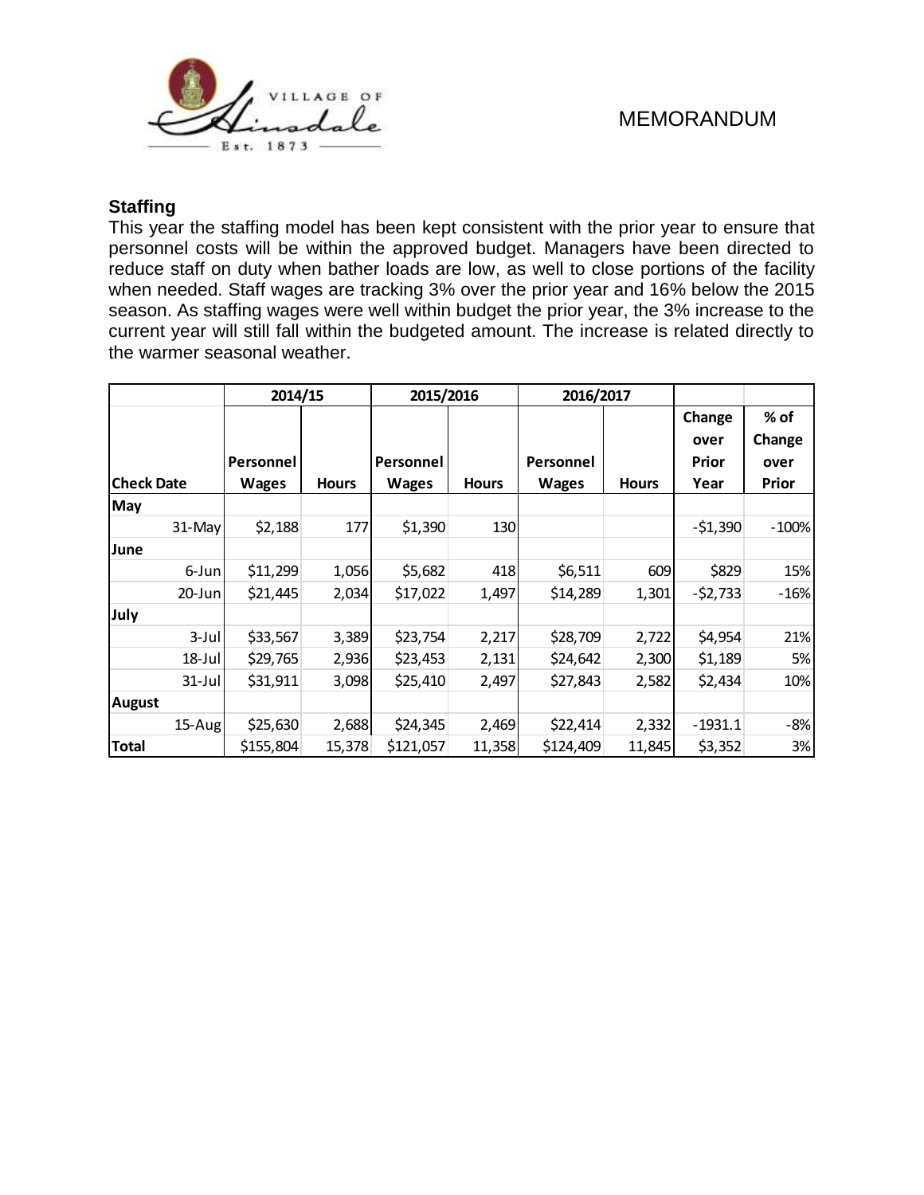MEMORANDUM

### Staffing

This year the staffing model has been kept consistent with the prior year to ensure that personnel costs will be within the approved budget. Managers have been directed to reduce staff on duty when bather loads are low, as well to close portions of the facility when needed. Staff wages are tracking 3% over the prior year and 16% below the 2015 season. As staffing wages were well within budget the prior year, the 3% increase to the current year will still fall within the budgeted amount. The increase is related directly to the warmer seasonal weather.

| | 2014/15 | | 2015/2016 | | 2016/2017 | | | |
|---|---|---|---|---|---|---|---|---|
| **Check Date** | **Personnel Wages** | **Hours** | **Personnel Wages** | **Hours** | **Personnel Wages** | **Hours** | **Change over Prior Year** | **% of Change over Prior** |
| **May** | | | | | | | | |
| 31-May | $2,188 | 177 | $1,390 | 130 | | | -$1,390 | -100% |
| **June** | | | | | | | | |
| 6-Jun | $11,299 | 1,056 | $5,682 | 418 | $6,511 | 609 | $829 | 15% |
| 20-Jun | $21,445 | 2,034 | $17,022 | 1,497 | $14,289 | 1,301 | -$2,733 | -16% |
| **July** | | | | | | | | |
| 3-Jul | $33,567 | 3,389 | $23,754 | 2,217 | $28,709 | 2,722 | $4,954 | 21% |
| 18-Jul | $29,765 | 2,936 | $23,453 | 2,131 | $24,642 | 2,300 | $1,189 | 5% |
| 31-Jul | $31,911 | 3,098 | $25,410 | 2,497 | $27,843 | 2,582 | $2,434 | 10% |
| **August** | | | | | | | | |
| 15-Aug | $25,630 | 2,688 | $24,345 | 2,469 | $22,414 | 2,332 | -1931.1 | -8% |
| **Total** | $155,804 | 15,378 | $121,057 | 11,358 | $124,409 | 11,845 | $3,352 | 3% |